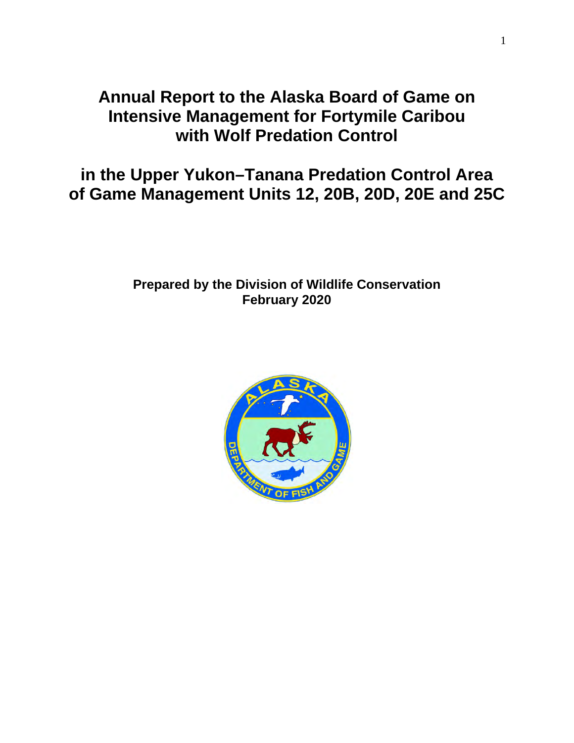# Annual Report to the Alaska Board of Game on Intensive Management for Fortymile Caribou with Wolf Predation Control

# in the Upper Yukon–Tanana Predation Control Area of Game Management Units 12, 20B, 20D, 20E and 25C

**Prepared by the Division of Wildlife Conservation**
**February 2020**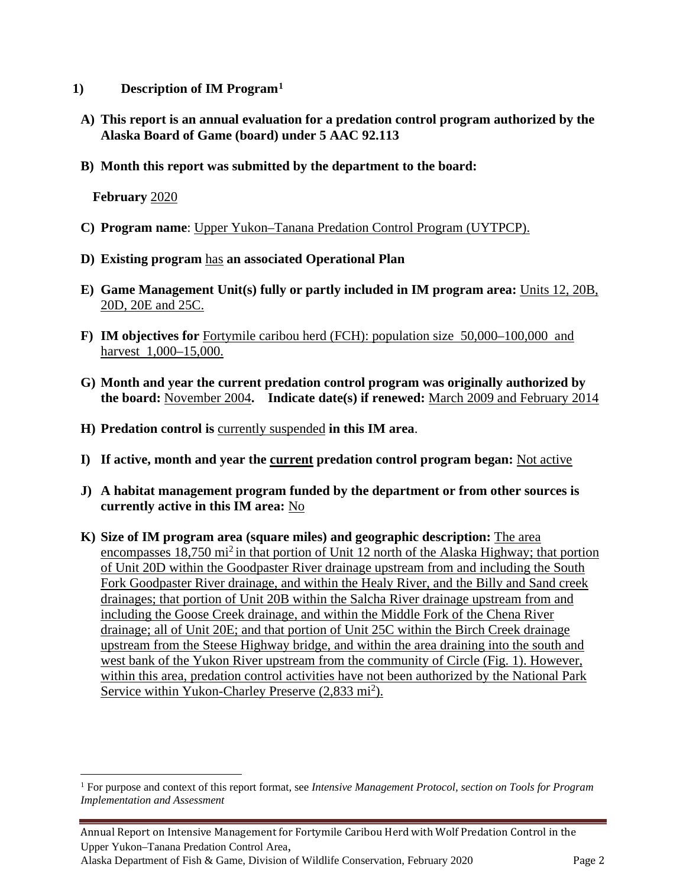## 1) Description of IM Program[1]

**A) This report is an annual evaluation for a predation control program authorized by the Alaska Board of Game (board) under 5 AAC 92.113**

**B) Month this report was submitted by the department to the board:**

**February** 2020

**C) Program name**: Upper Yukon–Tanana Predation Control Program (UYTPCP).

**D) Existing program** has **an associated Operational Plan**

**E) Game Management Unit(s) fully or partly included in IM program area:** Units 12, 20B, 20D, 20E and 25C.

**F) IM objectives for** Fortymile caribou herd (FCH): population size 50,000–100,000 and harvest 1,000–15,000.

**G) Month and year the current predation control program was originally authorized by the board:** November 2004**. Indicate date(s) if renewed:** March 2009 and February 2014

**H) Predation control is** currently suspended **in this IM area**.

**I) If active, month and year the current predation control program began:** Not active

**J) A habitat management program funded by the department or from other sources is currently active in this IM area:** No

**K) Size of IM program area (square miles) and geographic description:** The area encompasses 18,750 $mi^2$ in that portion of Unit 12 north of the Alaska Highway; that portion of Unit 20D within the Goodpaster River drainage upstream from and including the South Fork Goodpaster River drainage, and within the Healy River, and the Billy and Sand creek drainages; that portion of Unit 20B within the Salcha River drainage upstream from and including the Goose Creek drainage, and within the Middle Fork of the Chena River drainage; all of Unit 20E; and that portion of Unit 25C within the Birch Creek drainage upstream from the Steese Highway bridge, and within the area draining into the south and west bank of the Yukon River upstream from the community of Circle (Fig. 1). However, within this area, predation control activities have not been authorized by the National Park Service within Yukon-Charley Preserve (2,833 $mi^2$).

[1] For purpose and context of this report format, see *Intensive Management Protocol, section on Tools for Program Implementation and Assessment*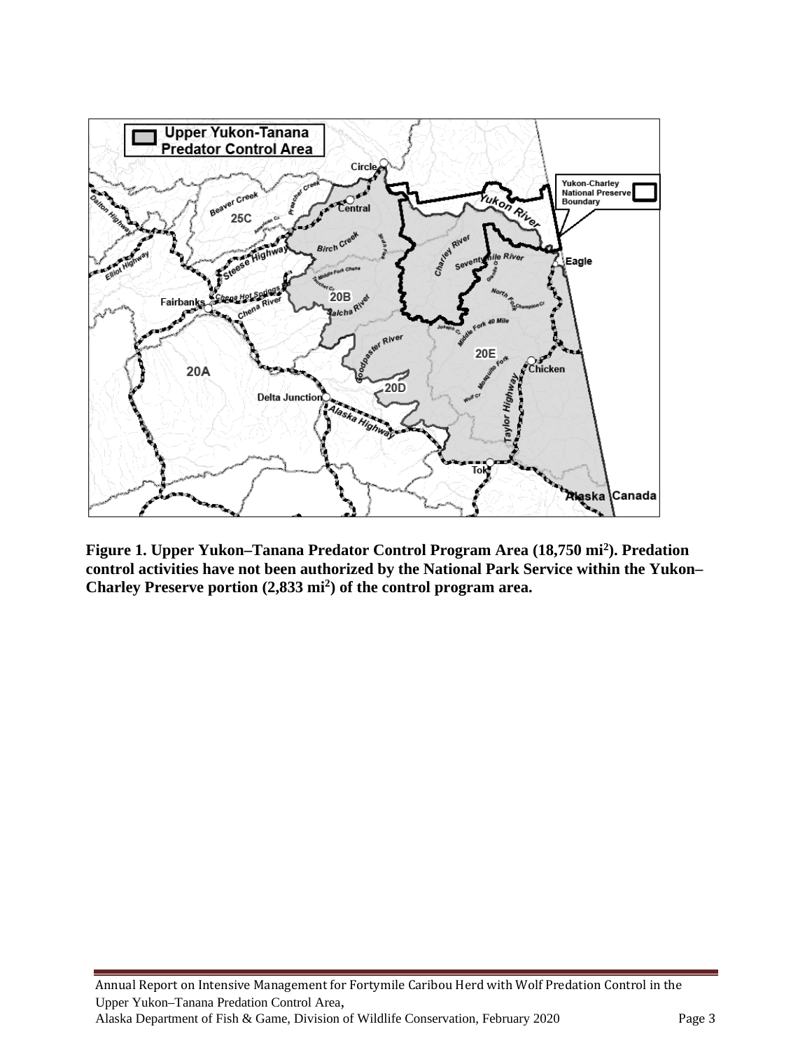**Figure 1. Upper Yukon–Tanana Predator Control Program Area (18,750 mi$^2$). Predation control activities have not been authorized by the National Park Service within the Yukon–Charley Preserve portion (2,833 mi$^2$) of the control program area.**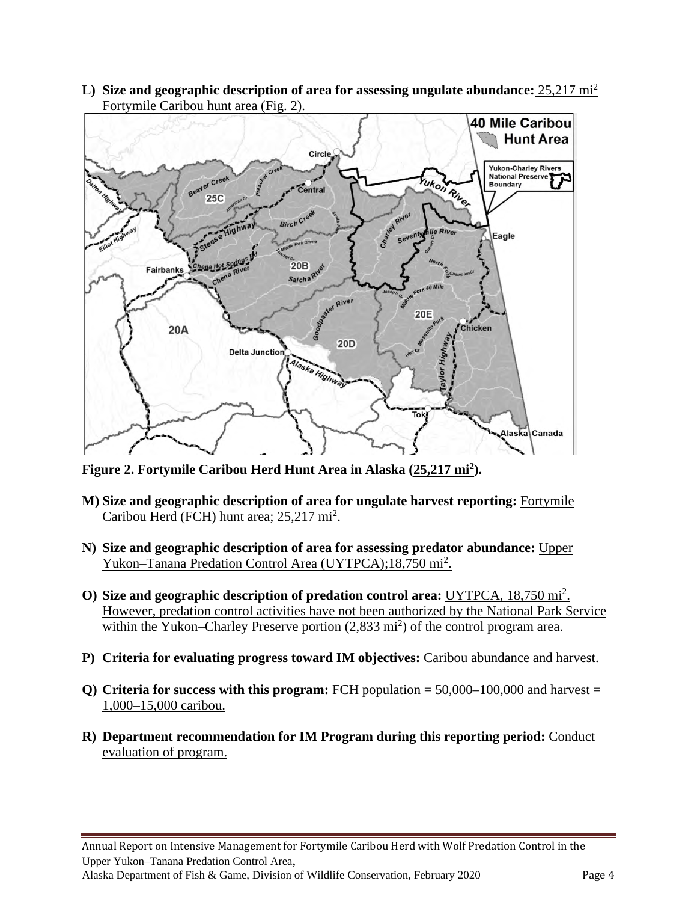**L) Size and geographic description of area for assessing ungulate abundance:** 25,217 mi$^2$ Fortymile Caribou hunt area (Fig. 2).

**Figure 2. Fortymile Caribou Herd Hunt Area in Alaska (25,217 mi$^2$).**

**M) Size and geographic description of area for ungulate harvest reporting:** Fortymile Caribou Herd (FCH) hunt area; 25,217 mi$^2$.

**N) Size and geographic description of area for assessing predator abundance:** Upper Yukon–Tanana Predation Control Area (UYTPCA);18,750 mi$^2$.

**O) Size and geographic description of predation control area:** UYTPCA, 18,750 mi$^2$. However, predation control activities have not been authorized by the National Park Service within the Yukon–Charley Preserve portion (2,833 mi$^2$) of the control program area.

**P) Criteria for evaluating progress toward IM objectives:** Caribou abundance and harvest.

**Q) Criteria for success with this program:** FCH population = 50,000–100,000 and harvest = 1,000–15,000 caribou.

**R) Department recommendation for IM Program during this reporting period:** Conduct evaluation of program.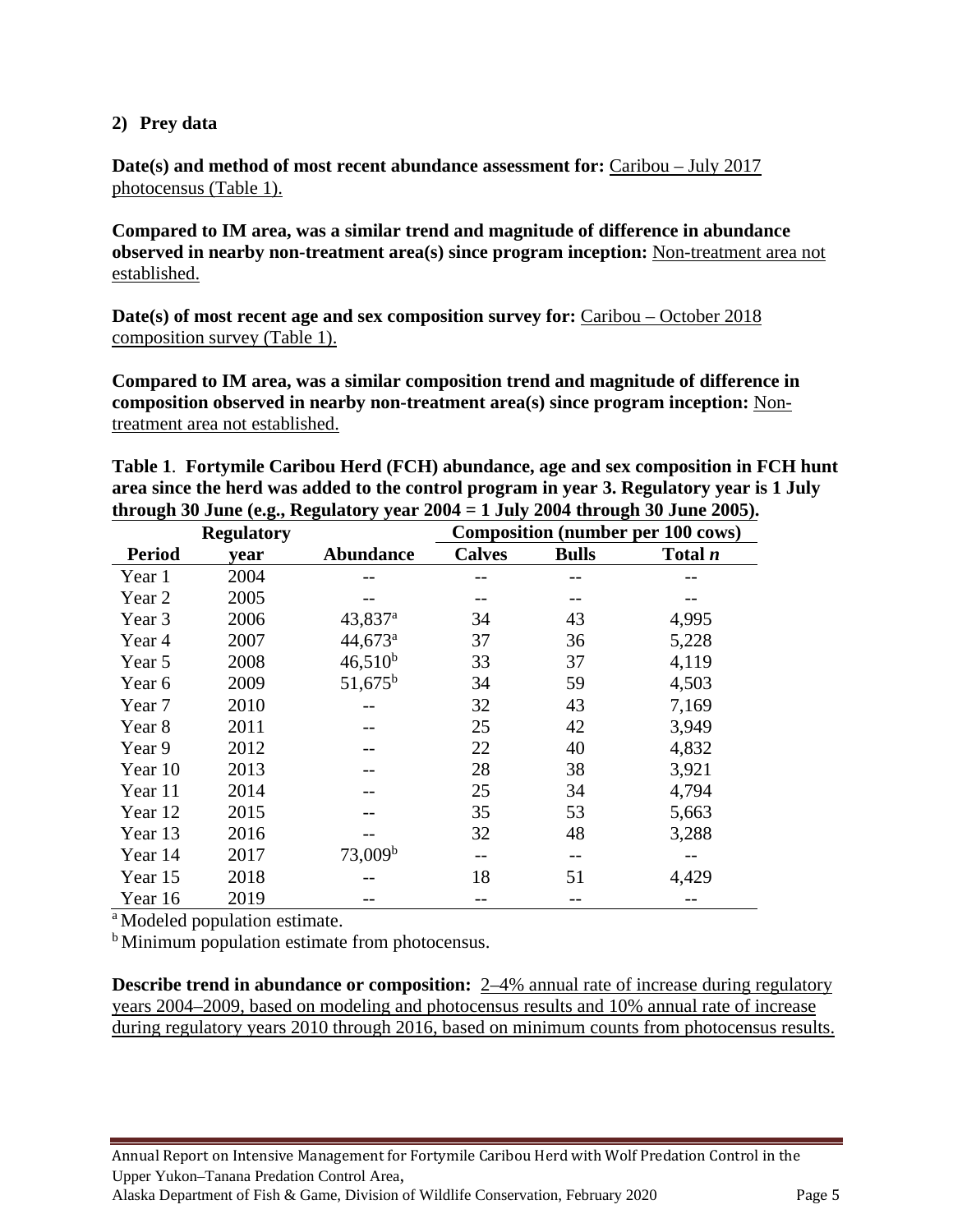**2) Prey data**

**Date(s) and method of most recent abundance assessment for:** Caribou – July 2017 photocensus (Table 1).

**Compared to IM area, was a similar trend and magnitude of difference in abundance observed in nearby non-treatment area(s) since program inception:** Non-treatment area not established.

**Date(s) of most recent age and sex composition survey for:** Caribou – October 2018 composition survey (Table 1).

**Compared to IM area, was a similar composition trend and magnitude of difference in composition observed in nearby non-treatment area(s) since program inception:** Non-treatment area not established.

**Table 1. Fortymile Caribou Herd (FCH) abundance, age and sex composition in FCH hunt area since the herd was added to the control program in year 3. Regulatory year is 1 July through 30 June (e.g., Regulatory year 2004 = 1 July 2004 through 30 June 2005).**

| Period | Regulatory year | Abundance | Composition (number per 100 cows) | | |
|---|---|---|---|---|---|
| | | | Calves | Bulls | Total *n* |
| Year 1 | 2004 | -- | -- | -- | -- |
| Year 2 | 2005 | -- | -- | -- | -- |
| Year 3 | 2006 | 43,837[a] | 34 | 43 | 4,995 |
| Year 4 | 2007 | 44,673[a] | 37 | 36 | 5,228 |
| Year 5 | 2008 | 46,510[b] | 33 | 37 | 4,119 |
| Year 6 | 2009 | 51,675[b] | 34 | 59 | 4,503 |
| Year 7 | 2010 | -- | 32 | 43 | 7,169 |
| Year 8 | 2011 | -- | 25 | 42 | 3,949 |
| Year 9 | 2012 | -- | 22 | 40 | 4,832 |
| Year 10 | 2013 | -- | 28 | 38 | 3,921 |
| Year 11 | 2014 | -- | 25 | 34 | 4,794 |
| Year 12 | 2015 | -- | 35 | 53 | 5,663 |
| Year 13 | 2016 | -- | 32 | 48 | 3,288 |
| Year 14 | 2017 | 73,009[b] | -- | -- | -- |
| Year 15 | 2018 | -- | 18 | 51 | 4,429 |
| Year 16 | 2019 | -- | -- | -- | -- |

[a] Modeled population estimate.

[b] Minimum population estimate from photocensus.

**Describe trend in abundance or composition:** 2–4% annual rate of increase during regulatory years 2004–2009, based on modeling and photocensus results and 10% annual rate of increase during regulatory years 2010 through 2016, based on minimum counts from photocensus results.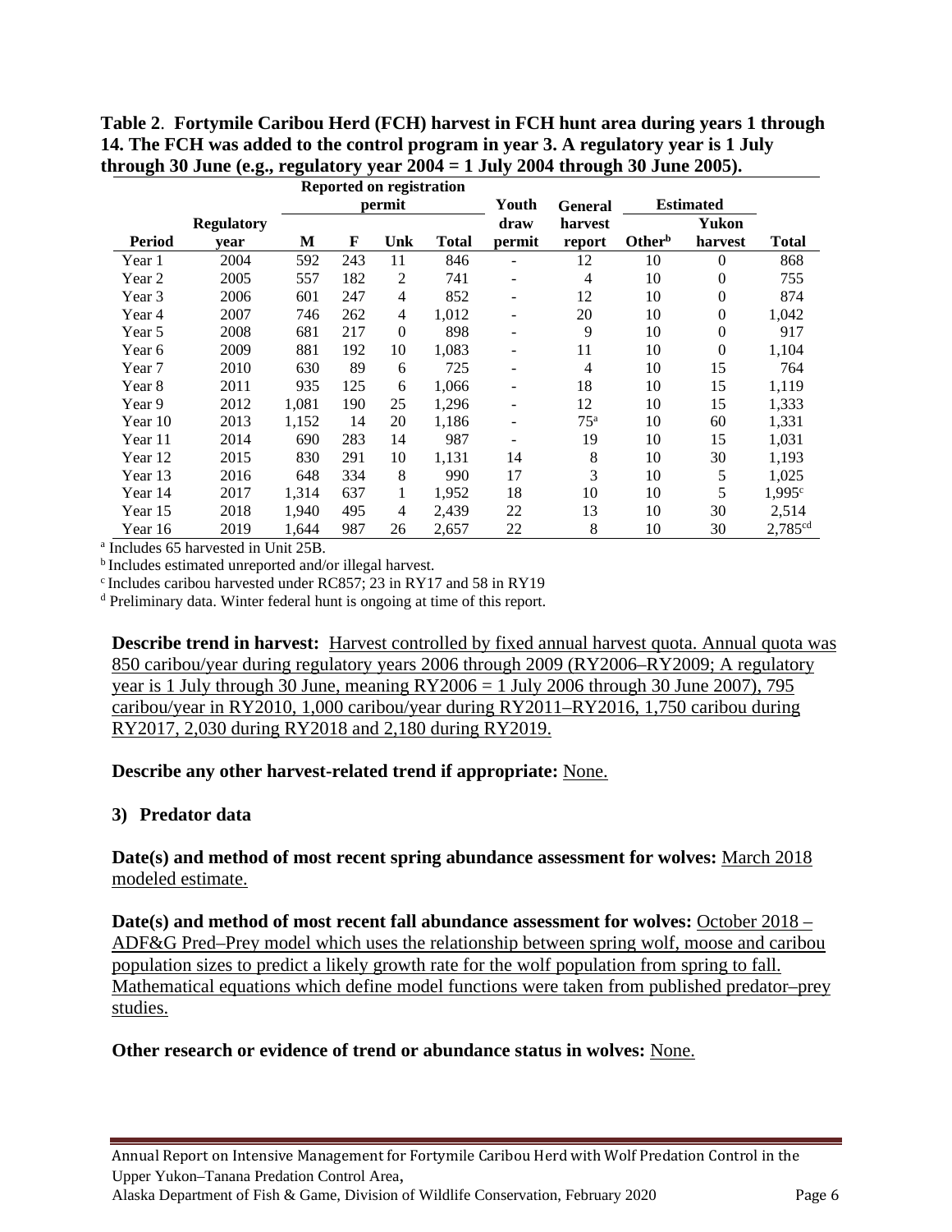**Table 2**. **Fortymile Caribou Herd (FCH) harvest in FCH hunt area during years 1 through 14. The FCH was added to the control program in year 3. A regulatory year is 1 July through 30 June (e.g., regulatory year 2004 = 1 July 2004 through 30 June 2005).**

| | | Reported on registration permit | | | | Youth | General | Estimated | | |
|---|---|---|---|---|---|---|---|---|---|---|
| Period | Regulatory year | M | F | Unk | Total | draw permit | harvest report | Other[b] | Yukon harvest | Total |
| Year 1 | 2004 | 592 | 243 | 11 | 846 | - | 12 | 10 | 0 | 868 |
| Year 2 | 2005 | 557 | 182 | 2 | 741 | - | 4 | 10 | 0 | 755 |
| Year 3 | 2006 | 601 | 247 | 4 | 852 | - | 12 | 10 | 0 | 874 |
| Year 4 | 2007 | 746 | 262 | 4 | 1,012 | - | 20 | 10 | 0 | 1,042 |
| Year 5 | 2008 | 681 | 217 | 0 | 898 | - | 9 | 10 | 0 | 917 |
| Year 6 | 2009 | 881 | 192 | 10 | 1,083 | - | 11 | 10 | 0 | 1,104 |
| Year 7 | 2010 | 630 | 89 | 6 | 725 | - | 4 | 10 | 15 | 764 |
| Year 8 | 2011 | 935 | 125 | 6 | 1,066 | - | 18 | 10 | 15 | 1,119 |
| Year 9 | 2012 | 1,081 | 190 | 25 | 1,296 | - | 12 | 10 | 15 | 1,333 |
| Year 10 | 2013 | 1,152 | 14 | 20 | 1,186 | - | 75[a] | 10 | 60 | 1,331 |
| Year 11 | 2014 | 690 | 283 | 14 | 987 | - | 19 | 10 | 15 | 1,031 |
| Year 12 | 2015 | 830 | 291 | 10 | 1,131 | 14 | 8 | 10 | 30 | 1,193 |
| Year 13 | 2016 | 648 | 334 | 8 | 990 | 17 | 3 | 10 | 5 | 1,025 |
| Year 14 | 2017 | 1,314 | 637 | 1 | 1,952 | 18 | 10 | 10 | 5 | 1,995[c] |
| Year 15 | 2018 | 1,940 | 495 | 4 | 2,439 | 22 | 13 | 10 | 30 | 2,514 |
| Year 16 | 2019 | 1,644 | 987 | 26 | 2,657 | 22 | 8 | 10 | 30 | 2,785[cd] |

[a] Includes 65 harvested in Unit 25B.
[b] Includes estimated unreported and/or illegal harvest.
[c] Includes caribou harvested under RC857; 23 in RY17 and 58 in RY19
[d] Preliminary data. Winter federal hunt is ongoing at time of this report.

**Describe trend in harvest:** Harvest controlled by fixed annual harvest quota. Annual quota was 850 caribou/year during regulatory years 2006 through 2009 (RY2006–RY2009; A regulatory year is 1 July through 30 June, meaning RY2006 = 1 July 2006 through 30 June 2007), 795 caribou/year in RY2010, 1,000 caribou/year during RY2011–RY2016, 1,750 caribou during RY2017, 2,030 during RY2018 and 2,180 during RY2019.

**Describe any other harvest-related trend if appropriate:** None.

### 3) Predator data

**Date(s) and method of most recent spring abundance assessment for wolves:** March 2018 modeled estimate.

**Date(s) and method of most recent fall abundance assessment for wolves:** October 2018 – ADF&G Pred–Prey model which uses the relationship between spring wolf, moose and caribou population sizes to predict a likely growth rate for the wolf population from spring to fall. Mathematical equations which define model functions were taken from published predator–prey studies.

**Other research or evidence of trend or abundance status in wolves:** None.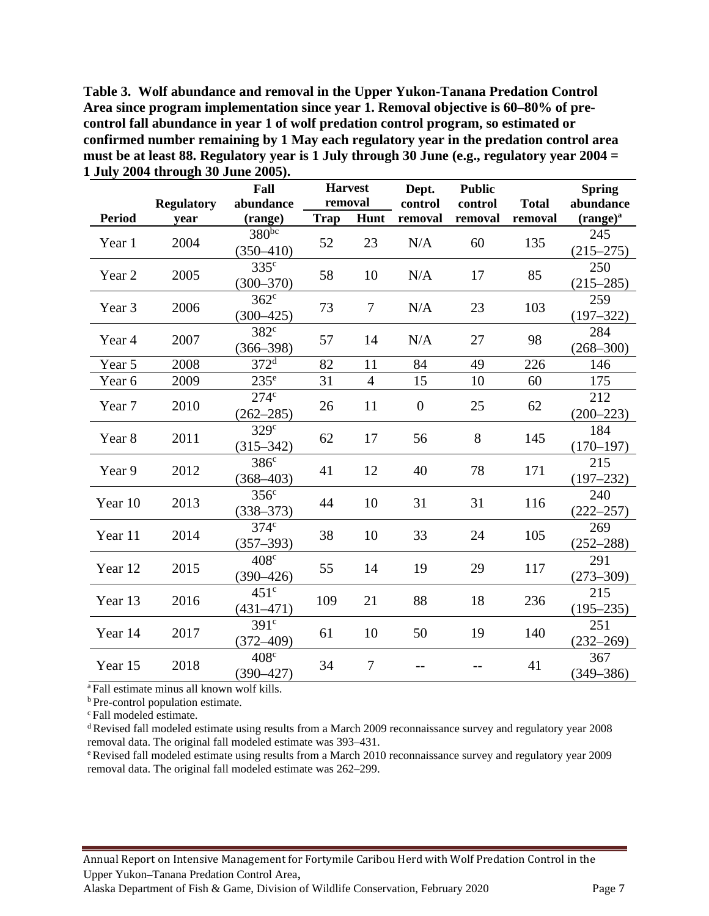**Table 3. Wolf abundance and removal in the Upper Yukon-Tanana Predation Control Area since program implementation since year 1. Removal objective is 60–80% of pre-control fall abundance in year 1 of wolf predation control program, so estimated or confirmed number remaining by 1 May each regulatory year in the predation control area must be at least 88. Regulatory year is 1 July through 30 June (e.g., regulatory year 2004 = 1 July 2004 through 30 June 2005).**

| Period | Regulatory year | Fall abundance (range) | Harvest removal | | Dept. control removal | Public control removal | Total removal | Spring abundance (range)[a] |
|---|---|---|---|---|---|---|---|---|
| | | | Trap | Hunt | | | | |
| Year 1 | 2004 | 380[bc] (350–410) | 52 | 23 | N/A | 60 | 135 | 245 (215–275) |
| Year 2 | 2005 | 335[c] (300–370) | 58 | 10 | N/A | 17 | 85 | 250 (215–285) |
| Year 3 | 2006 | 362[c] (300–425) | 73 | 7 | N/A | 23 | 103 | 259 (197–322) |
| Year 4 | 2007 | 382[c] (366–398) | 57 | 14 | N/A | 27 | 98 | 284 (268–300) |
| Year 5 | 2008 | 372[d] | 82 | 11 | 84 | 49 | 226 | 146 |
| Year 6 | 2009 | 235[e] | 31 | 4 | 15 | 10 | 60 | 175 |
| Year 7 | 2010 | 274[c] (262–285) | 26 | 11 | 0 | 25 | 62 | 212 (200–223) |
| Year 8 | 2011 | 329[c] (315–342) | 62 | 17 | 56 | 8 | 145 | 184 (170–197) |
| Year 9 | 2012 | 386[c] (368–403) | 41 | 12 | 40 | 78 | 171 | 215 (197–232) |
| Year 10 | 2013 | 356[c] (338–373) | 44 | 10 | 31 | 31 | 116 | 240 (222–257) |
| Year 11 | 2014 | 374[c] (357–393) | 38 | 10 | 33 | 24 | 105 | 269 (252–288) |
| Year 12 | 2015 | 408[c] (390–426) | 55 | 14 | 19 | 29 | 117 | 291 (273–309) |
| Year 13 | 2016 | 451[c] (431–471) | 109 | 21 | 88 | 18 | 236 | 215 (195–235) |
| Year 14 | 2017 | 391[c] (372–409) | 61 | 10 | 50 | 19 | 140 | 251 (232–269) |
| Year 15 | 2018 | 408[c] (390–427) | 34 | 7 | -- | -- | 41 | 367 (349–386) |

[a] Fall estimate minus all known wolf kills.
[b] Pre-control population estimate.
[c] Fall modeled estimate.
[d] Revised fall modeled estimate using results from a March 2009 reconnaissance survey and regulatory year 2008 removal data. The original fall modeled estimate was 393–431.
[e] Revised fall modeled estimate using results from a March 2010 reconnaissance survey and regulatory year 2009 removal data. The original fall modeled estimate was 262–299.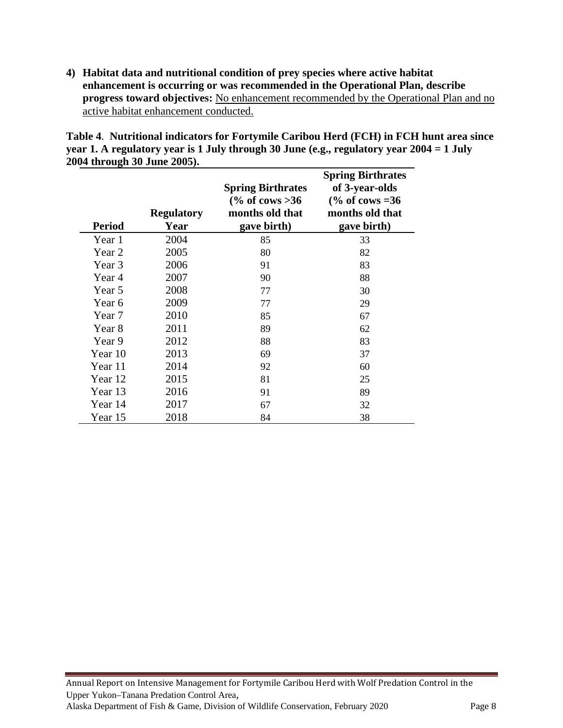4) **Habitat data and nutritional condition of prey species where active habitat enhancement is occurring or was recommended in the Operational Plan, describe progress toward objectives:** No enhancement recommended by the Operational Plan and no active habitat enhancement conducted.

**Table 4**. **Nutritional indicators for Fortymile Caribou Herd (FCH) in FCH hunt area since year 1. A regulatory year is 1 July through 30 June (e.g., regulatory year 2004 = 1 July 2004 through 30 June 2005).**

| Period | Regulatory Year | Spring Birthrates (% of cows >36 months old that gave birth) | Spring Birthrates of 3-year-olds (% of cows =36 months old that gave birth) |
|---|---|---|---|
| Year 1 | 2004 | 85 | 33 |
| Year 2 | 2005 | 80 | 82 |
| Year 3 | 2006 | 91 | 83 |
| Year 4 | 2007 | 90 | 88 |
| Year 5 | 2008 | 77 | 30 |
| Year 6 | 2009 | 77 | 29 |
| Year 7 | 2010 | 85 | 67 |
| Year 8 | 2011 | 89 | 62 |
| Year 9 | 2012 | 88 | 83 |
| Year 10 | 2013 | 69 | 37 |
| Year 11 | 2014 | 92 | 60 |
| Year 12 | 2015 | 81 | 25 |
| Year 13 | 2016 | 91 | 89 |
| Year 14 | 2017 | 67 | 32 |
| Year 15 | 2018 | 84 | 38 |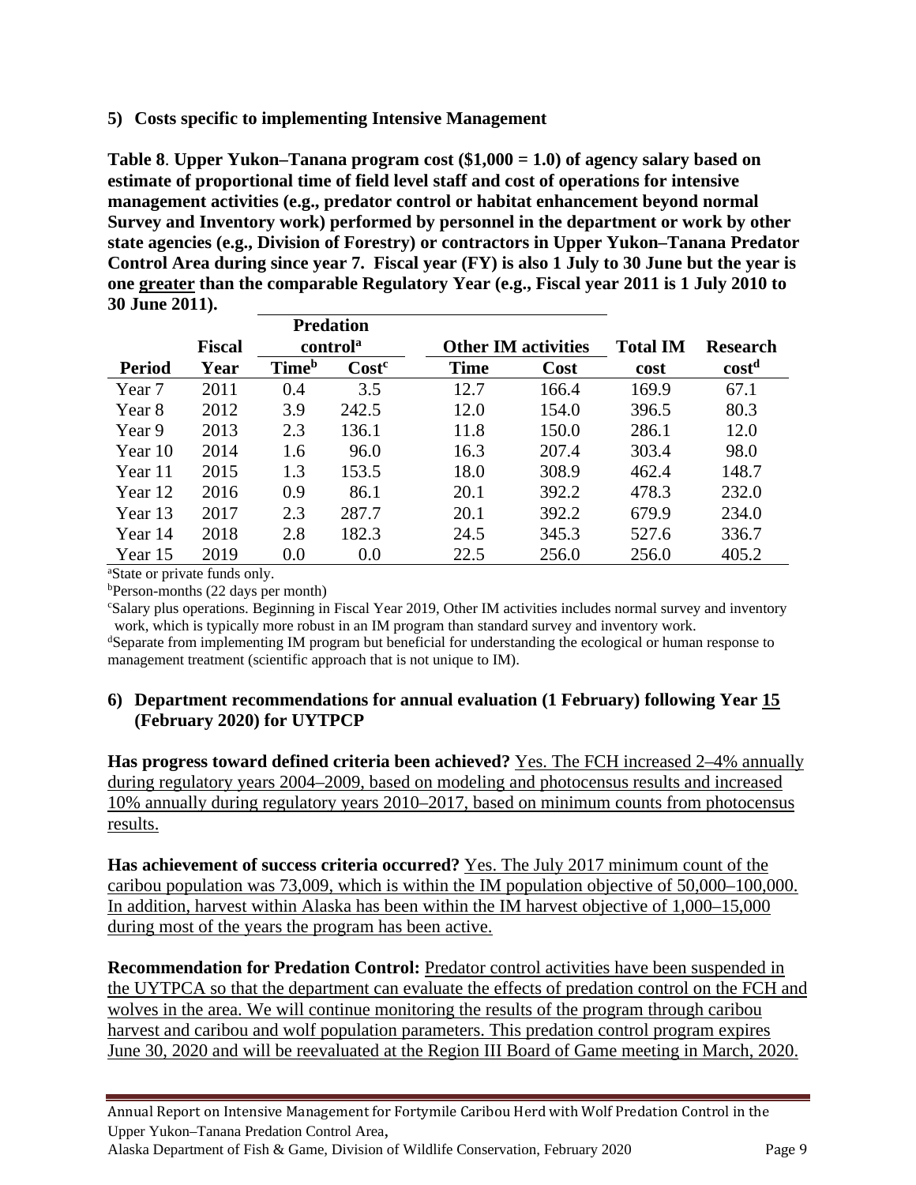### 5) Costs specific to implementing Intensive Management

**Table 8**. **Upper Yukon–Tanana program cost ($1,000 = 1.0) of agency salary based on estimate of proportional time of field level staff and cost of operations for intensive management activities (e.g., predator control or habitat enhancement beyond normal Survey and Inventory work) performed by personnel in the department or work by other state agencies (e.g., Division of Forestry) or contractors in Upper Yukon–Tanana Predator Control Area during since year 7. Fiscal year (FY) is also 1 July to 30 June but the year is one greater than the comparable Regulatory Year (e.g., Fiscal year 2011 is 1 July 2010 to 30 June 2011).**

| | | Predation control[a] | | Other IM activities | | | |
|---|---|---|---|---|---|---|---|
| Period | Fiscal Year | Time[b] | Cost[c] | Time | Cost | Total IM cost | Research cost[d] |
| Year 7 | 2011 | 0.4 | 3.5 | 12.7 | 166.4 | 169.9 | 67.1 |
| Year 8 | 2012 | 3.9 | 242.5 | 12.0 | 154.0 | 396.5 | 80.3 |
| Year 9 | 2013 | 2.3 | 136.1 | 11.8 | 150.0 | 286.1 | 12.0 |
| Year 10 | 2014 | 1.6 | 96.0 | 16.3 | 207.4 | 303.4 | 98.0 |
| Year 11 | 2015 | 1.3 | 153.5 | 18.0 | 308.9 | 462.4 | 148.7 |
| Year 12 | 2016 | 0.9 | 86.1 | 20.1 | 392.2 | 478.3 | 232.0 |
| Year 13 | 2017 | 2.3 | 287.7 | 20.1 | 392.2 | 679.9 | 234.0 |
| Year 14 | 2018 | 2.8 | 182.3 | 24.5 | 345.3 | 527.6 | 336.7 |
| Year 15 | 2019 | 0.0 | 0.0 | 22.5 | 256.0 | 256.0 | 405.2 |

[a]State or private funds only.
[b]Person-months (22 days per month)
[c]Salary plus operations. Beginning in Fiscal Year 2019, Other IM activities includes normal survey and inventory work, which is typically more robust in an IM program than standard survey and inventory work.
[d]Separate from implementing IM program but beneficial for understanding the ecological or human response to management treatment (scientific approach that is not unique to IM).

### 6) Department recommendations for annual evaluation (1 February) following Year 15 (February 2020) for UYTPCP

**Has progress toward defined criteria been achieved?** Yes. The FCH increased 2–4% annually during regulatory years 2004–2009, based on modeling and photocensus results and increased 10% annually during regulatory years 2010–2017, based on minimum counts from photocensus results.

**Has achievement of success criteria occurred?** Yes. The July 2017 minimum count of the caribou population was 73,009, which is within the IM population objective of 50,000–100,000. In addition, harvest within Alaska has been within the IM harvest objective of 1,000–15,000 during most of the years the program has been active.

**Recommendation for Predation Control:** Predator control activities have been suspended in the UYTPCA so that the department can evaluate the effects of predation control on the FCH and wolves in the area. We will continue monitoring the results of the program through caribou harvest and caribou and wolf population parameters. This predation control program expires June 30, 2020 and will be reevaluated at the Region III Board of Game meeting in March, 2020.